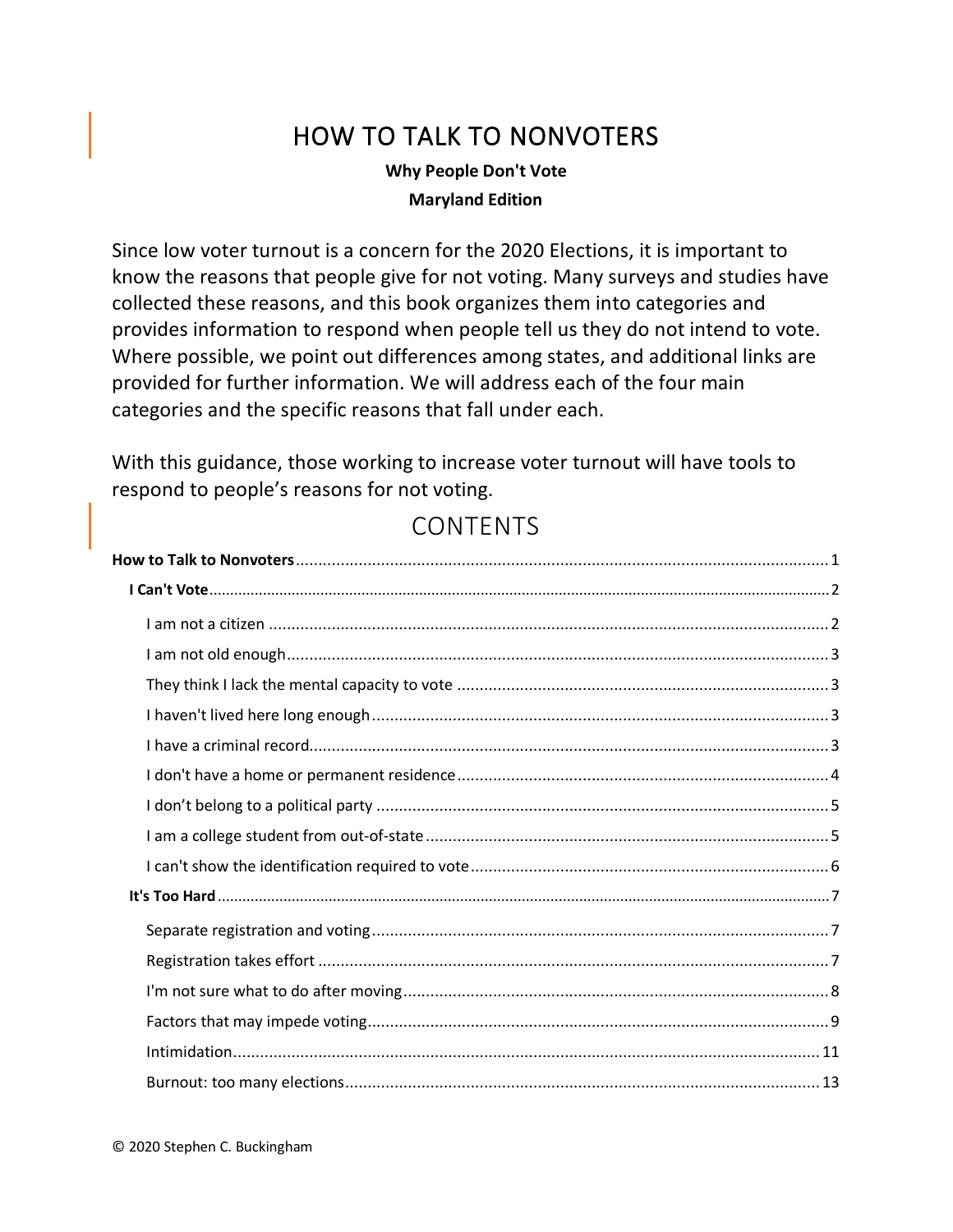# HOW TO TALK TO NONVOTERS

**Why People Don't Vote**

**Maryland Edition**

Since low voter turnout is a concern for the 2020 Elections, it is important to know the reasons that people give for not voting. Many surveys and studies have collected these reasons, and this book organizes them into categories and provides information to respond when people tell us they do not intend to vote. Where possible, we point out differences among states, and additional links are provided for further information. We will address each of the four main categories and the specific reasons that fall under each.

With this guidance, those working to increase voter turnout will have tools to respond to people's reasons for not voting.

## CONTENTS

**How to Talk to Nonvoters** .......... 1

- **I Can't Vote** .......... 2
  - I am not a citizen .......... 2
  - I am not old enough .......... 3
  - They think I lack the mental capacity to vote .......... 3
  - I haven't lived here long enough .......... 3
  - I have a criminal record .......... 3
  - I don't have a home or permanent residence .......... 4
  - I don't belong to a political party .......... 5
  - I am a college student from out-of-state .......... 5
  - I can't show the identification required to vote .......... 6
- **It's Too Hard** .......... 7
  - Separate registration and voting .......... 7
  - Registration takes effort .......... 7
  - I'm not sure what to do after moving .......... 8
  - Factors that may impede voting .......... 9
  - Intimidation .......... 11
  - Burnout: too many elections .......... 13

© 2020 Stephen C. Buckingham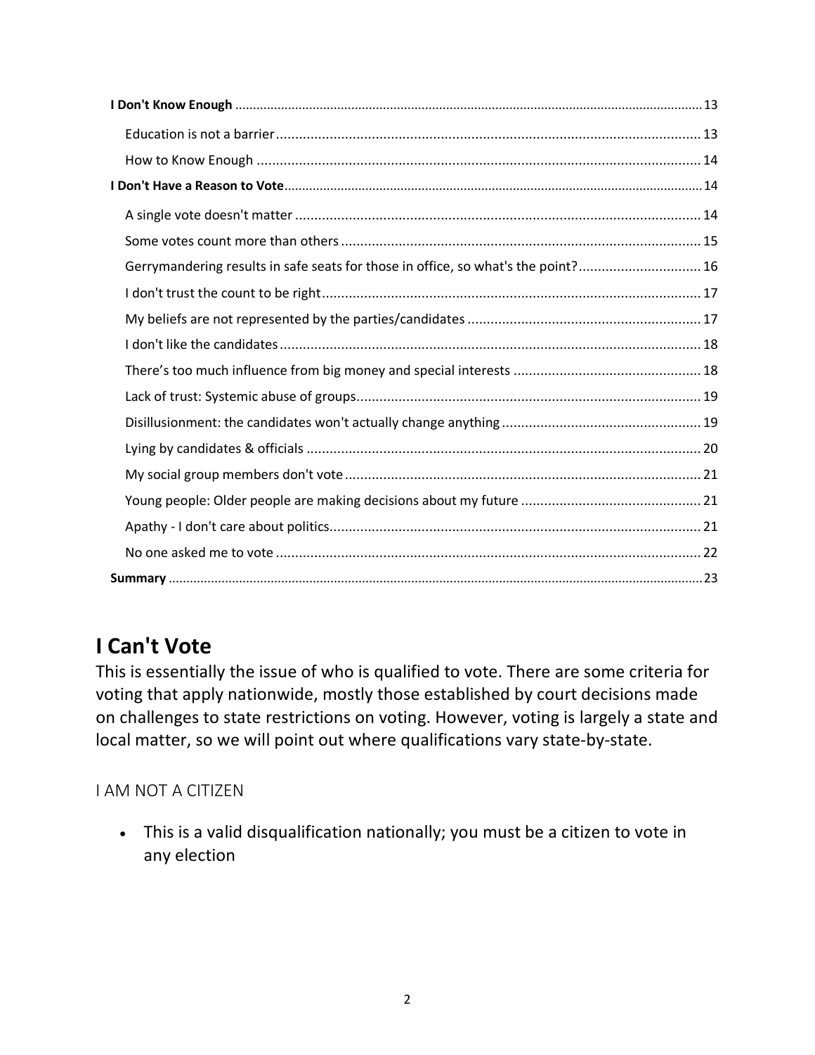- **I Don't Know Enough** ........ 13
  - Education is not a barrier ........ 13
  - How to Know Enough ........ 14
- **I Don't Have a Reason to Vote** ........ 14
  - A single vote doesn't matter ........ 14
  - Some votes count more than others ........ 15
  - Gerrymandering results in safe seats for those in office, so what's the point? ........ 16
  - I don't trust the count to be right ........ 17
  - My beliefs are not represented by the parties/candidates ........ 17
  - I don't like the candidates ........ 18
  - There's too much influence from big money and special interests ........ 18
  - Lack of trust: Systemic abuse of groups ........ 19
  - Disillusionment: the candidates won't actually change anything ........ 19
  - Lying by candidates & officials ........ 20
  - My social group members don't vote ........ 21
  - Young people: Older people are making decisions about my future ........ 21
  - Apathy - I don't care about politics ........ 21
  - No one asked me to vote ........ 22
- **Summary** ........ 23

# I Can't Vote

This is essentially the issue of who is qualified to vote. There are some criteria for voting that apply nationwide, mostly those established by court decisions made on challenges to state restrictions on voting. However, voting is largely a state and local matter, so we will point out where qualifications vary state-by-state.

## I AM NOT A CITIZEN

- This is a valid disqualification nationally; you must be a citizen to vote in any election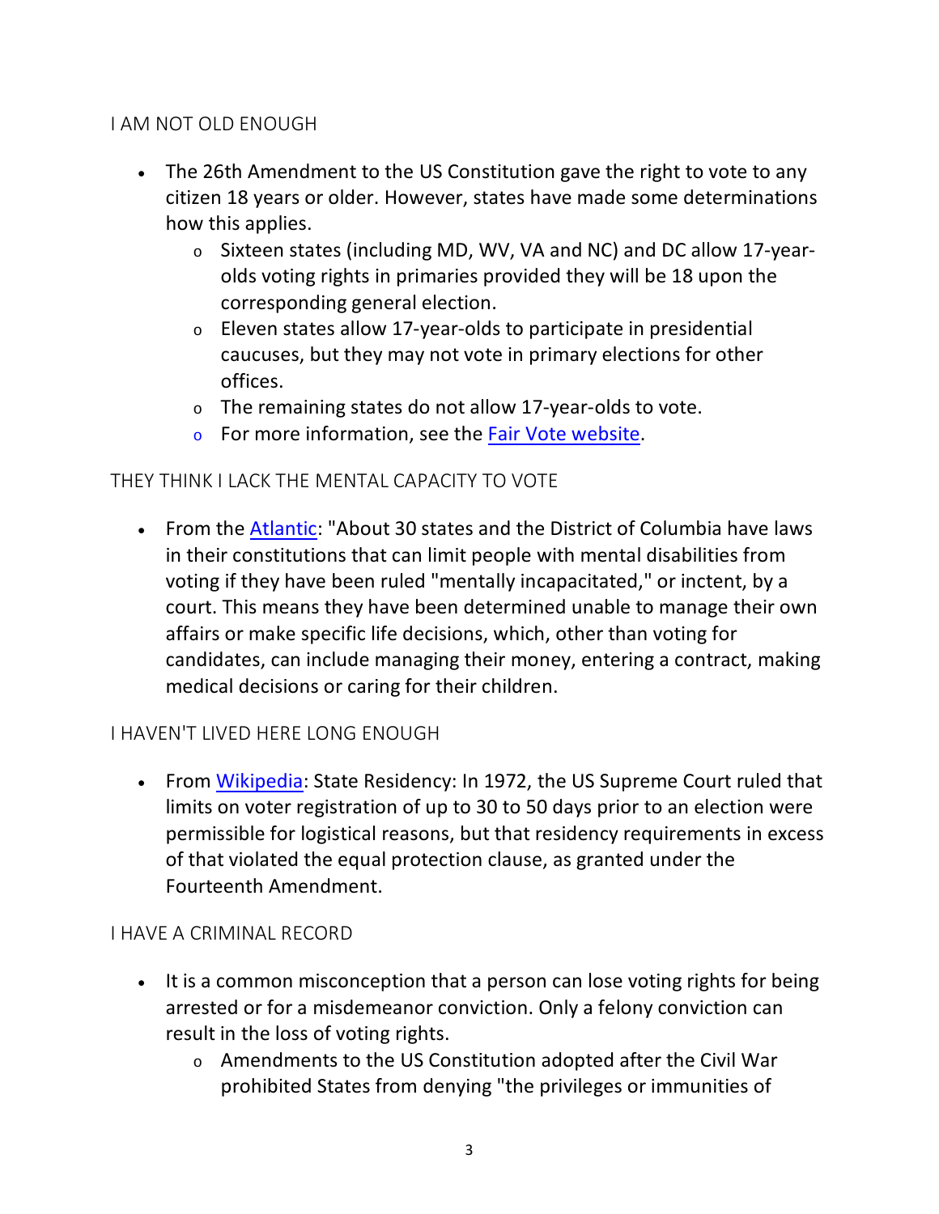## I AM NOT OLD ENOUGH

- The 26th Amendment to the US Constitution gave the right to vote to any citizen 18 years or older. However, states have made some determinations how this applies.
  - Sixteen states (including MD, WV, VA and NC) and DC allow 17-year-olds voting rights in primaries provided they will be 18 upon the corresponding general election.
  - Eleven states allow 17-year-olds to participate in presidential caucuses, but they may not vote in primary elections for other offices.
  - The remaining states do not allow 17-year-olds to vote.
  - For more information, see the [Fair Vote website](#).

## THEY THINK I LACK THE MENTAL CAPACITY TO VOTE

- From the [Atlantic](#): "About 30 states and the District of Columbia have laws in their constitutions that can limit people with mental disabilities from voting if they have been ruled "mentally incapacitated," or inctent, by a court. This means they have been determined unable to manage their own affairs or make specific life decisions, which, other than voting for candidates, can include managing their money, entering a contract, making medical decisions or caring for their children.

## I HAVEN'T LIVED HERE LONG ENOUGH

- From [Wikipedia](#): State Residency: In 1972, the US Supreme Court ruled that limits on voter registration of up to 30 to 50 days prior to an election were permissible for logistical reasons, but that residency requirements in excess of that violated the equal protection clause, as granted under the Fourteenth Amendment.

## I HAVE A CRIMINAL RECORD

- It is a common misconception that a person can lose voting rights for being arrested or for a misdemeanor conviction. Only a felony conviction can result in the loss of voting rights.
  - Amendments to the US Constitution adopted after the Civil War prohibited States from denying "the privileges or immunities of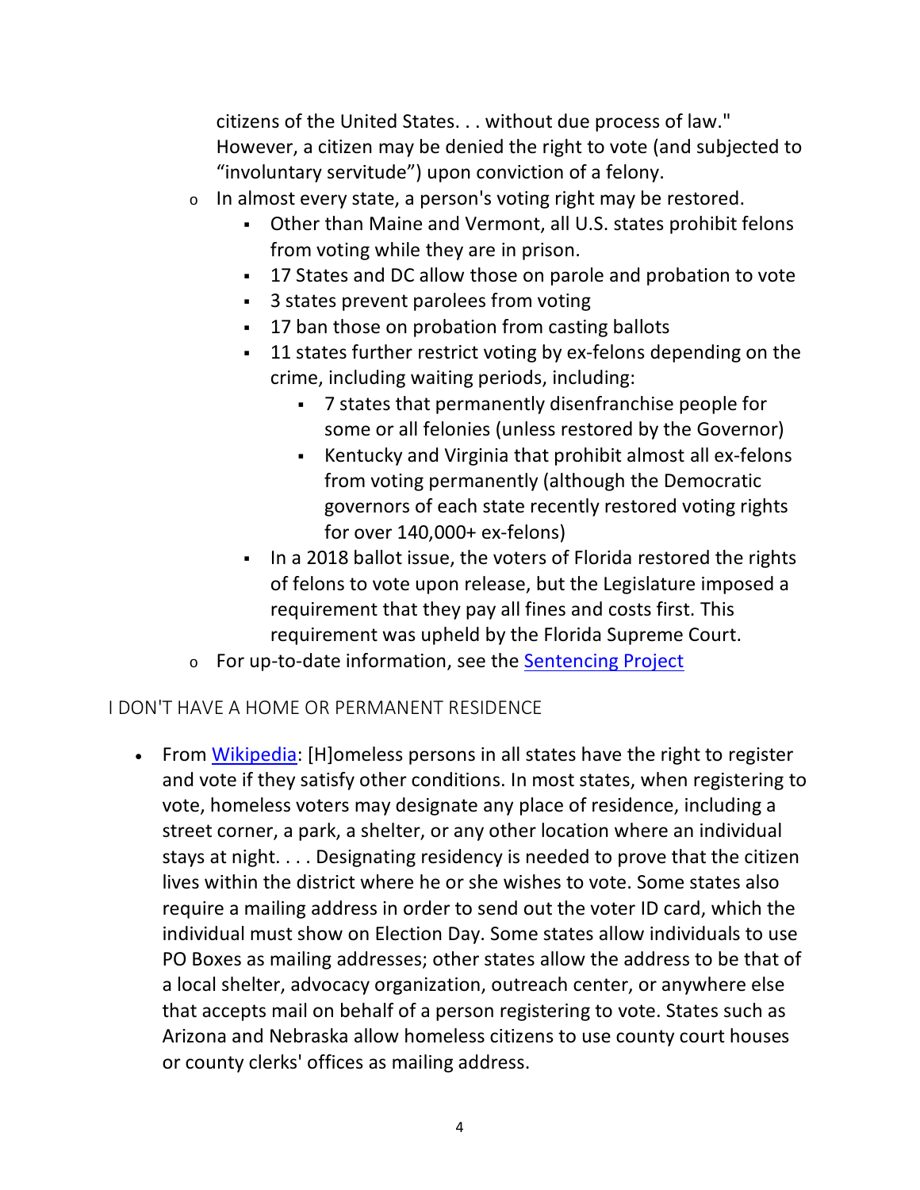citizens of the United States. . . without due process of law." However, a citizen may be denied the right to vote (and subjected to "involuntary servitude") upon conviction of a felony.

- In almost every state, a person's voting right may be restored.
  - Other than Maine and Vermont, all U.S. states prohibit felons from voting while they are in prison.
  - 17 States and DC allow those on parole and probation to vote
  - 3 states prevent parolees from voting
  - 17 ban those on probation from casting ballots
  - 11 states further restrict voting by ex-felons depending on the crime, including waiting periods, including:
    - 7 states that permanently disenfranchise people for some or all felonies (unless restored by the Governor)
    - Kentucky and Virginia that prohibit almost all ex-felons from voting permanently (although the Democratic governors of each state recently restored voting rights for over 140,000+ ex-felons)
  - In a 2018 ballot issue, the voters of Florida restored the rights of felons to vote upon release, but the Legislature imposed a requirement that they pay all fines and costs first. This requirement was upheld by the Florida Supreme Court.
- For up-to-date information, see the Sentencing Project

## I DON'T HAVE A HOME OR PERMANENT RESIDENCE

- From Wikipedia: [H]omeless persons in all states have the right to register and vote if they satisfy other conditions. In most states, when registering to vote, homeless voters may designate any place of residence, including a street corner, a park, a shelter, or any other location where an individual stays at night. . . . Designating residency is needed to prove that the citizen lives within the district where he or she wishes to vote. Some states also require a mailing address in order to send out the voter ID card, which the individual must show on Election Day. Some states allow individuals to use PO Boxes as mailing addresses; other states allow the address to be that of a local shelter, advocacy organization, outreach center, or anywhere else that accepts mail on behalf of a person registering to vote. States such as Arizona and Nebraska allow homeless citizens to use county court houses or county clerks' offices as mailing address.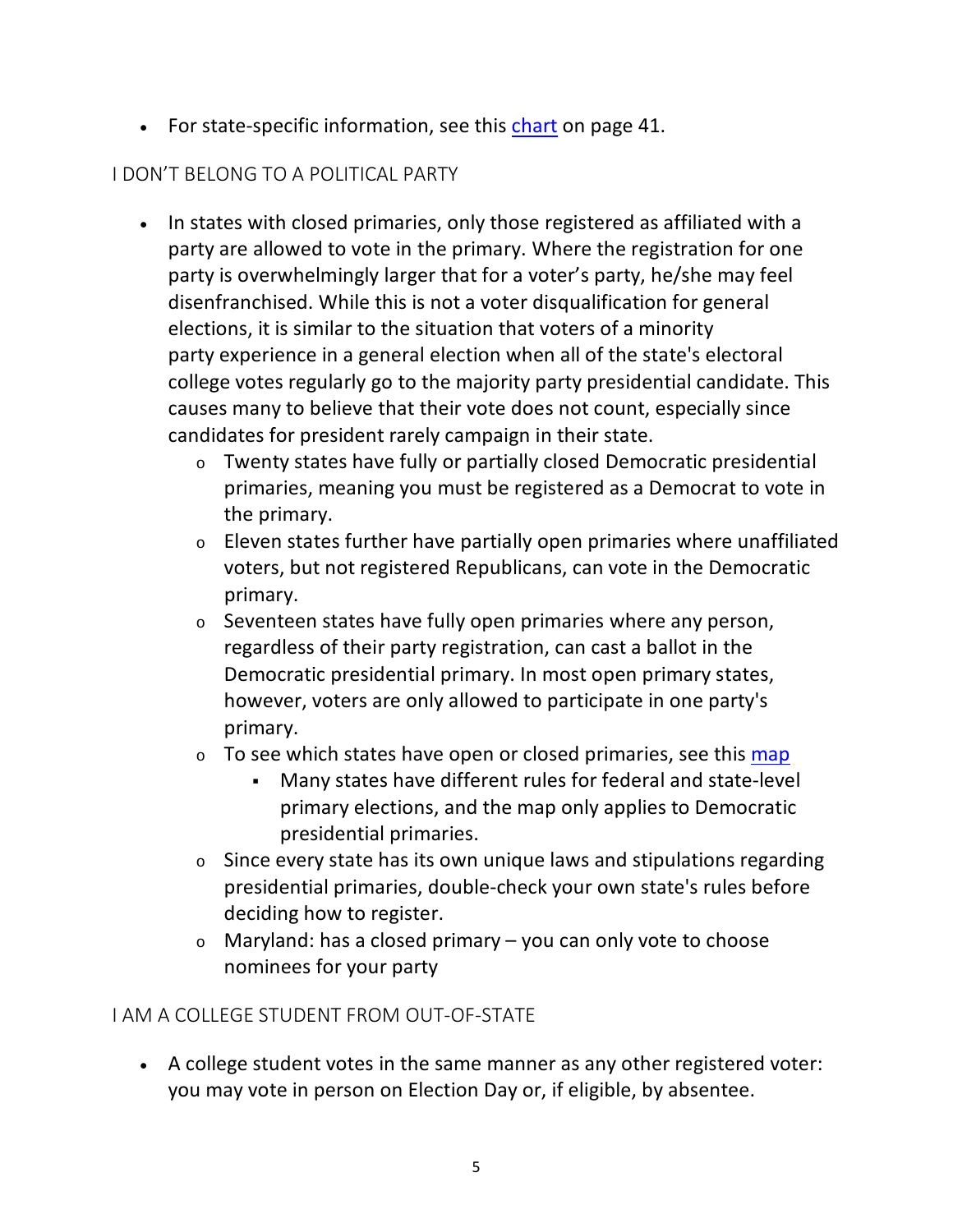- For state-specific information, see this [chart](chart) on page 41.

## I DON'T BELONG TO A POLITICAL PARTY

- In states with closed primaries, only those registered as affiliated with a party are allowed to vote in the primary. Where the registration for one party is overwhelmingly larger that for a voter's party, he/she may feel disenfranchised. While this is not a voter disqualification for general elections, it is similar to the situation that voters of a minority party experience in a general election when all of the state's electoral college votes regularly go to the majority party presidential candidate. This causes many to believe that their vote does not count, especially since candidates for president rarely campaign in their state.
  - Twenty states have fully or partially closed Democratic presidential primaries, meaning you must be registered as a Democrat to vote in the primary.
  - Eleven states further have partially open primaries where unaffiliated voters, but not registered Republicans, can vote in the Democratic primary.
  - Seventeen states have fully open primaries where any person, regardless of their party registration, can cast a ballot in the Democratic presidential primary. In most open primary states, however, voters are only allowed to participate in one party's primary.
  - To see which states have open or closed primaries, see this [map](map)
    - Many states have different rules for federal and state-level primary elections, and the map only applies to Democratic presidential primaries.
  - Since every state has its own unique laws and stipulations regarding presidential primaries, double-check your own state's rules before deciding how to register.
  - Maryland: has a closed primary – you can only vote to choose nominees for your party

## I AM A COLLEGE STUDENT FROM OUT-OF-STATE

- A college student votes in the same manner as any other registered voter: you may vote in person on Election Day or, if eligible, by absentee.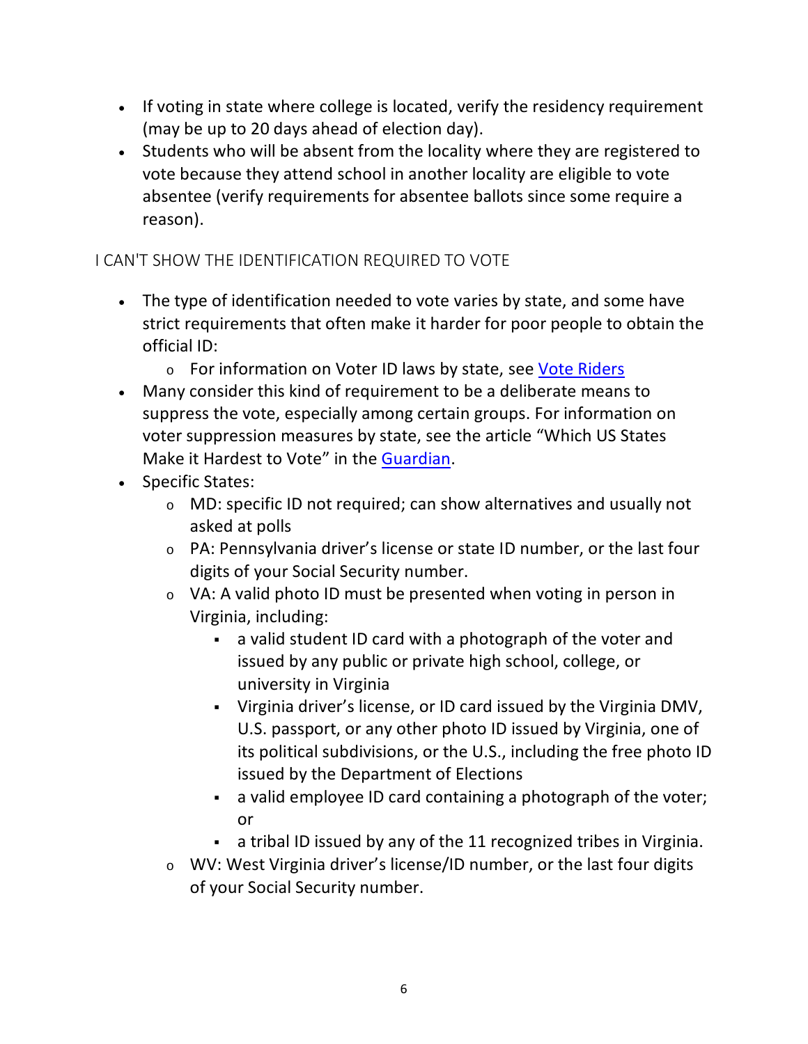- If voting in state where college is located, verify the residency requirement (may be up to 20 days ahead of election day).
- Students who will be absent from the locality where they are registered to vote because they attend school in another locality are eligible to vote absentee (verify requirements for absentee ballots since some require a reason).

## I CAN'T SHOW THE IDENTIFICATION REQUIRED TO VOTE

- The type of identification needed to vote varies by state, and some have strict requirements that often make it harder for poor people to obtain the official ID:
  - For information on Voter ID laws by state, see Vote Riders
- Many consider this kind of requirement to be a deliberate means to suppress the vote, especially among certain groups. For information on voter suppression measures by state, see the article "Which US States Make it Hardest to Vote" in the Guardian.
- Specific States:
  - MD: specific ID not required; can show alternatives and usually not asked at polls
  - PA: Pennsylvania driver's license or state ID number, or the last four digits of your Social Security number.
  - VA: A valid photo ID must be presented when voting in person in Virginia, including:
    - a valid student ID card with a photograph of the voter and issued by any public or private high school, college, or university in Virginia
    - Virginia driver's license, or ID card issued by the Virginia DMV, U.S. passport, or any other photo ID issued by Virginia, one of its political subdivisions, or the U.S., including the free photo ID issued by the Department of Elections
    - a valid employee ID card containing a photograph of the voter; or
    - a tribal ID issued by any of the 11 recognized tribes in Virginia.
  - WV: West Virginia driver's license/ID number, or the last four digits of your Social Security number.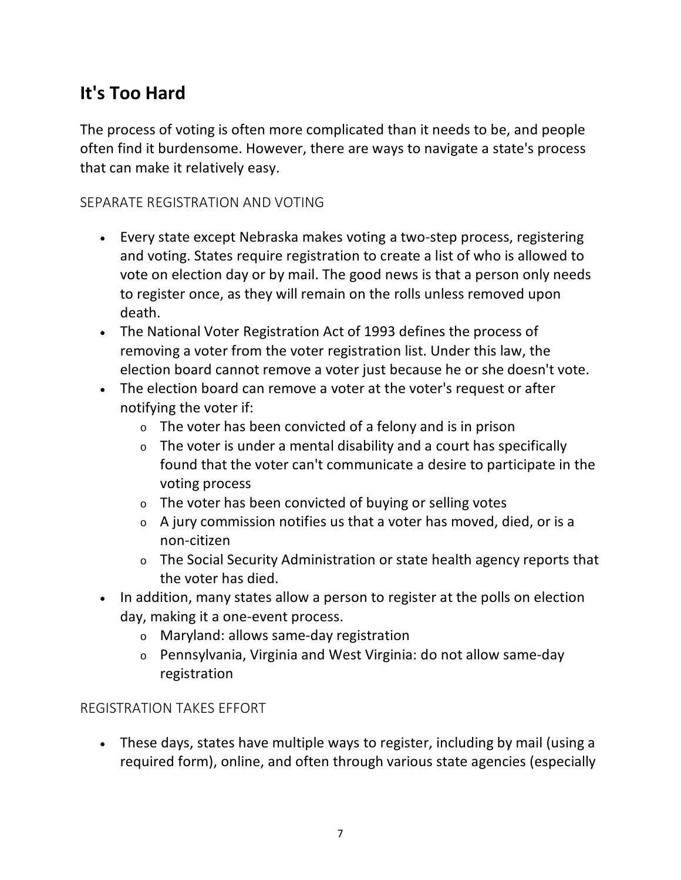## It's Too Hard

The process of voting is often more complicated than it needs to be, and people often find it burdensome. However, there are ways to navigate a state's process that can make it relatively easy.

### SEPARATE REGISTRATION AND VOTING

- Every state except Nebraska makes voting a two-step process, registering and voting. States require registration to create a list of who is allowed to vote on election day or by mail. The good news is that a person only needs to register once, as they will remain on the rolls unless removed upon death.
- The National Voter Registration Act of 1993 defines the process of removing a voter from the voter registration list. Under this law, the election board cannot remove a voter just because he or she doesn't vote.
- The election board can remove a voter at the voter's request or after notifying the voter if:
  - The voter has been convicted of a felony and is in prison
  - The voter is under a mental disability and a court has specifically found that the voter can't communicate a desire to participate in the voting process
  - The voter has been convicted of buying or selling votes
  - A jury commission notifies us that a voter has moved, died, or is a non-citizen
  - The Social Security Administration or state health agency reports that the voter has died.
- In addition, many states allow a person to register at the polls on election day, making it a one-event process.
  - Maryland: allows same-day registration
  - Pennsylvania, Virginia and West Virginia: do not allow same-day registration

### REGISTRATION TAKES EFFORT

- These days, states have multiple ways to register, including by mail (using a required form), online, and often through various state agencies (especially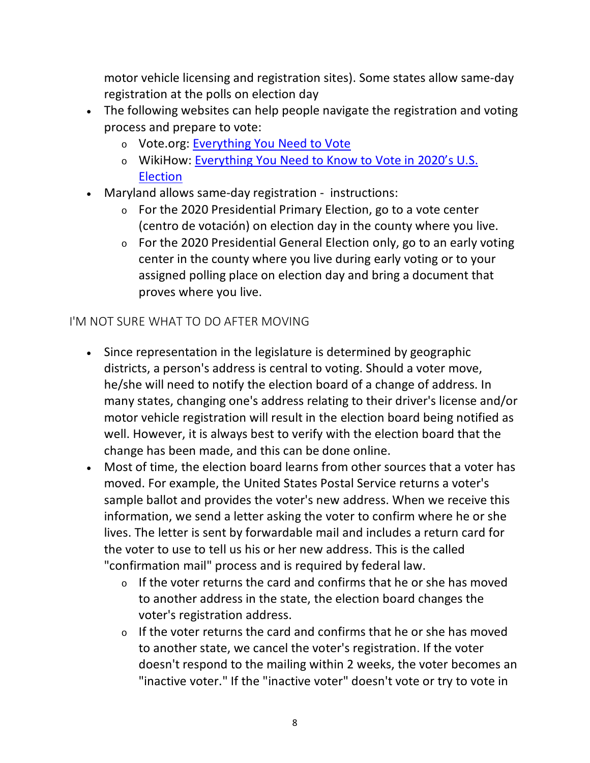motor vehicle licensing and registration sites). Some states allow same-day registration at the polls on election day

- The following websites can help people navigate the registration and voting process and prepare to vote:
  - Vote.org: [Everything You Need to Vote]
  - WikiHow: [Everything You Need to Know to Vote in 2020's U.S. Election]
- Maryland allows same-day registration - instructions:
  - For the 2020 Presidential Primary Election, go to a vote center (centro de votación) on election day in the county where you live.
  - For the 2020 Presidential General Election only, go to an early voting center in the county where you live during early voting or to your assigned polling place on election day and bring a document that proves where you live.

## I'M NOT SURE WHAT TO DO AFTER MOVING

- Since representation in the legislature is determined by geographic districts, a person's address is central to voting. Should a voter move, he/she will need to notify the election board of a change of address. In many states, changing one's address relating to their driver's license and/or motor vehicle registration will result in the election board being notified as well. However, it is always best to verify with the election board that the change has been made, and this can be done online.
- Most of time, the election board learns from other sources that a voter has moved. For example, the United States Postal Service returns a voter's sample ballot and provides the voter's new address. When we receive this information, we send a letter asking the voter to confirm where he or she lives. The letter is sent by forwardable mail and includes a return card for the voter to use to tell us his or her new address. This is the called "confirmation mail" process and is required by federal law.
  - If the voter returns the card and confirms that he or she has moved to another address in the state, the election board changes the voter's registration address.
  - If the voter returns the card and confirms that he or she has moved to another state, we cancel the voter's registration. If the voter doesn't respond to the mailing within 2 weeks, the voter becomes an "inactive voter." If the "inactive voter" doesn't vote or try to vote in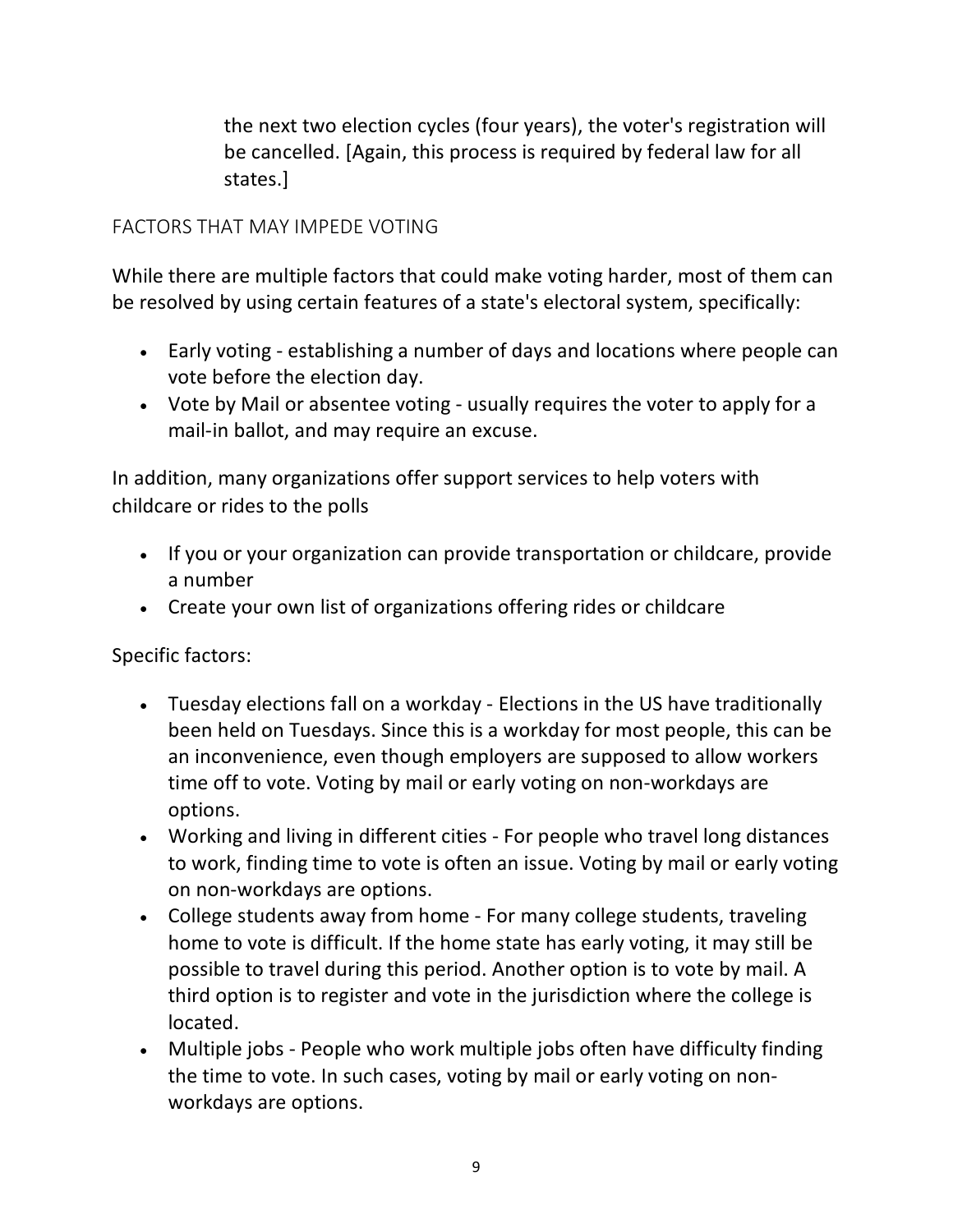the next two election cycles (four years), the voter's registration will be cancelled. [Again, this process is required by federal law for all states.]

## FACTORS THAT MAY IMPEDE VOTING

While there are multiple factors that could make voting harder, most of them can be resolved by using certain features of a state's electoral system, specifically:

- Early voting - establishing a number of days and locations where people can vote before the election day.
- Vote by Mail or absentee voting - usually requires the voter to apply for a mail-in ballot, and may require an excuse.

In addition, many organizations offer support services to help voters with childcare or rides to the polls

- If you or your organization can provide transportation or childcare, provide a number
- Create your own list of organizations offering rides or childcare

Specific factors:

- Tuesday elections fall on a workday - Elections in the US have traditionally been held on Tuesdays. Since this is a workday for most people, this can be an inconvenience, even though employers are supposed to allow workers time off to vote. Voting by mail or early voting on non-workdays are options.
- Working and living in different cities - For people who travel long distances to work, finding time to vote is often an issue. Voting by mail or early voting on non-workdays are options.
- College students away from home - For many college students, traveling home to vote is difficult. If the home state has early voting, it may still be possible to travel during this period. Another option is to vote by mail. A third option is to register and vote in the jurisdiction where the college is located.
- Multiple jobs - People who work multiple jobs often have difficulty finding the time to vote. In such cases, voting by mail or early voting on non-workdays are options.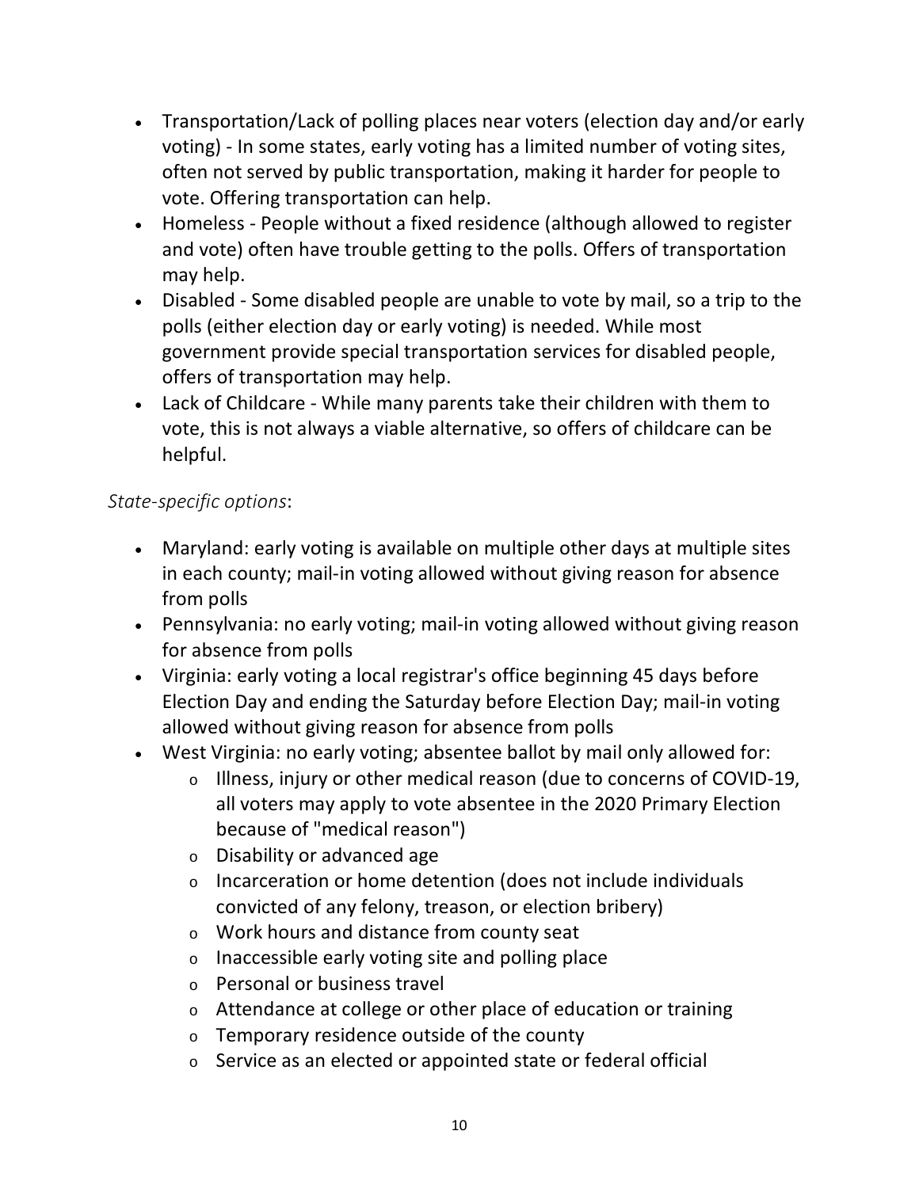- Transportation/Lack of polling places near voters (election day and/or early voting) - In some states, early voting has a limited number of voting sites, often not served by public transportation, making it harder for people to vote. Offering transportation can help.
- Homeless - People without a fixed residence (although allowed to register and vote) often have trouble getting to the polls. Offers of transportation may help.
- Disabled - Some disabled people are unable to vote by mail, so a trip to the polls (either election day or early voting) is needed. While most government provide special transportation services for disabled people, offers of transportation may help.
- Lack of Childcare - While many parents take their children with them to vote, this is not always a viable alternative, so offers of childcare can be helpful.

*State-specific options*:

- Maryland: early voting is available on multiple other days at multiple sites in each county; mail-in voting allowed without giving reason for absence from polls
- Pennsylvania: no early voting; mail-in voting allowed without giving reason for absence from polls
- Virginia: early voting a local registrar's office beginning 45 days before Election Day and ending the Saturday before Election Day; mail-in voting allowed without giving reason for absence from polls
- West Virginia: no early voting; absentee ballot by mail only allowed for:
  - Illness, injury or other medical reason (due to concerns of COVID-19, all voters may apply to vote absentee in the 2020 Primary Election because of "medical reason")
  - Disability or advanced age
  - Incarceration or home detention (does not include individuals convicted of any felony, treason, or election bribery)
  - Work hours and distance from county seat
  - Inaccessible early voting site and polling place
  - Personal or business travel
  - Attendance at college or other place of education or training
  - Temporary residence outside of the county
  - Service as an elected or appointed state or federal official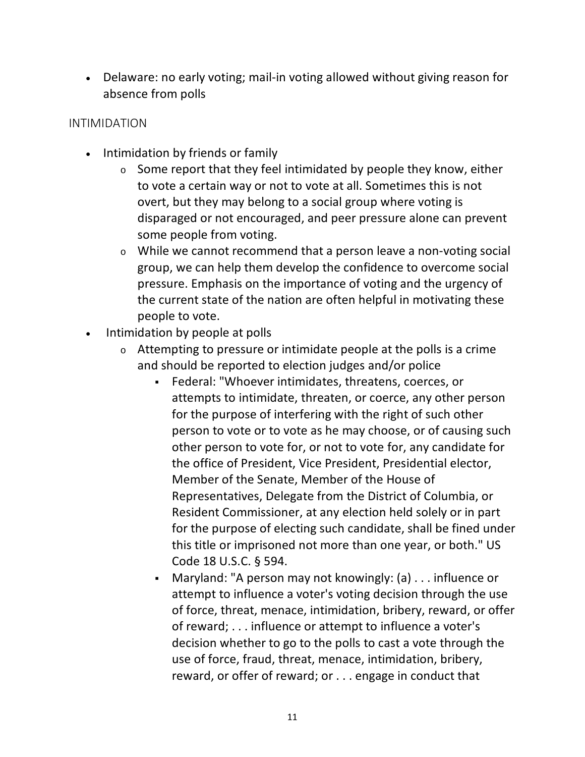- Delaware: no early voting; mail-in voting allowed without giving reason for absence from polls

## INTIMIDATION

- Intimidation by friends or family
  - Some report that they feel intimidated by people they know, either to vote a certain way or not to vote at all. Sometimes this is not overt, but they may belong to a social group where voting is disparaged or not encouraged, and peer pressure alone can prevent some people from voting.
  - While we cannot recommend that a person leave a non-voting social group, we can help them develop the confidence to overcome social pressure. Emphasis on the importance of voting and the urgency of the current state of the nation are often helpful in motivating these people to vote.
- Intimidation by people at polls
  - Attempting to pressure or intimidate people at the polls is a crime and should be reported to election judges and/or police
    - Federal: "Whoever intimidates, threatens, coerces, or attempts to intimidate, threaten, or coerce, any other person for the purpose of interfering with the right of such other person to vote or to vote as he may choose, or of causing such other person to vote for, or not to vote for, any candidate for the office of President, Vice President, Presidential elector, Member of the Senate, Member of the House of Representatives, Delegate from the District of Columbia, or Resident Commissioner, at any election held solely or in part for the purpose of electing such candidate, shall be fined under this title or imprisoned not more than one year, or both." US Code 18 U.S.C. § 594.
    - Maryland: "A person may not knowingly: (a) . . . influence or attempt to influence a voter's voting decision through the use of force, threat, menace, intimidation, bribery, reward, or offer of reward; . . . influence or attempt to influence a voter's decision whether to go to the polls to cast a vote through the use of force, fraud, threat, menace, intimidation, bribery, reward, or offer of reward; or . . . engage in conduct that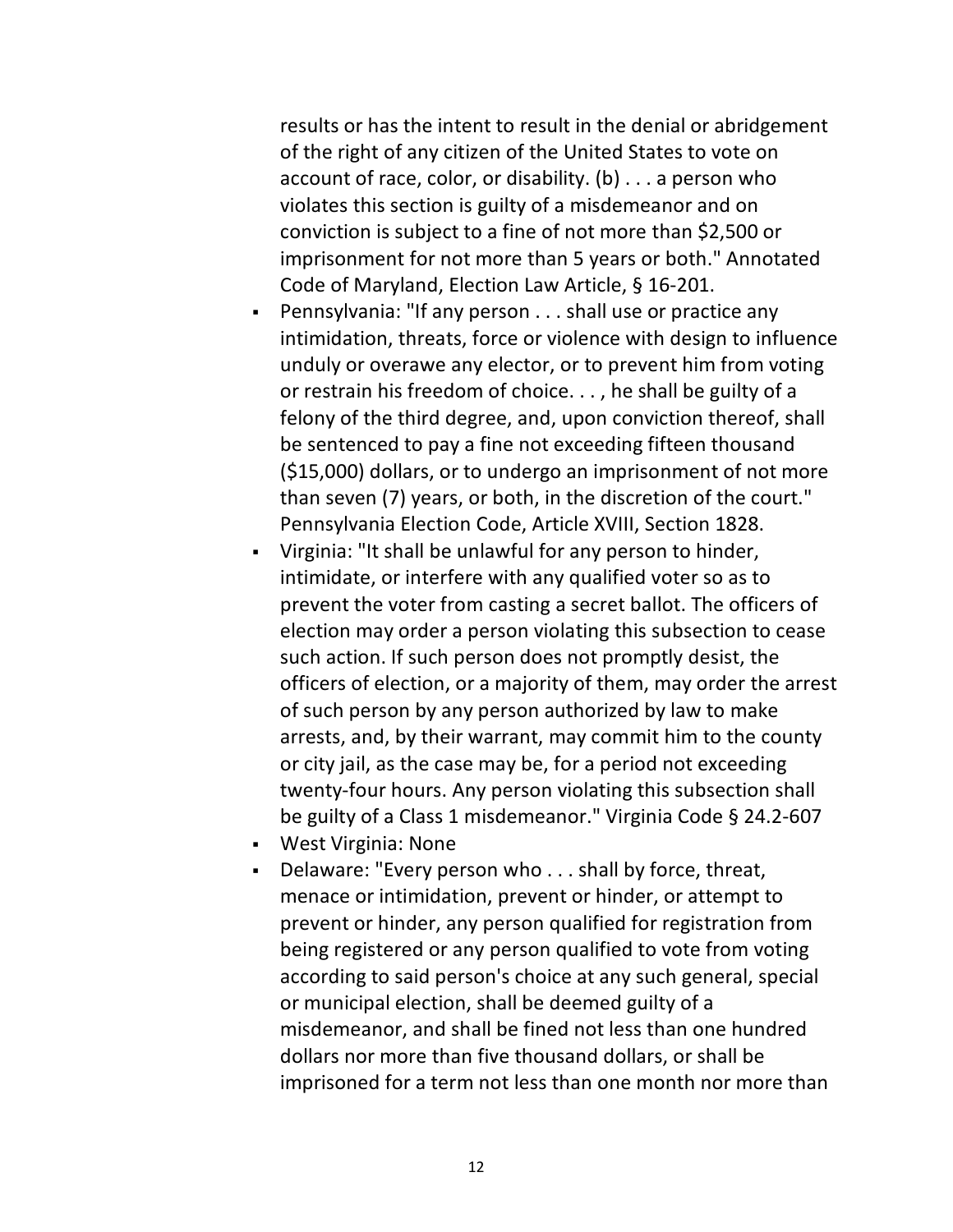results or has the intent to result in the denial or abridgement of the right of any citizen of the United States to vote on account of race, color, or disability. (b) . . . a person who violates this section is guilty of a misdemeanor and on conviction is subject to a fine of not more than $2,500 or imprisonment for not more than 5 years or both." Annotated Code of Maryland, Election Law Article, § 16-201.

- Pennsylvania: "If any person . . . shall use or practice any intimidation, threats, force or violence with design to influence unduly or overawe any elector, or to prevent him from voting or restrain his freedom of choice. . . , he shall be guilty of a felony of the third degree, and, upon conviction thereof, shall be sentenced to pay a fine not exceeding fifteen thousand ($15,000) dollars, or to undergo an imprisonment of not more than seven (7) years, or both, in the discretion of the court." Pennsylvania Election Code, Article XVIII, Section 1828.
- Virginia: "It shall be unlawful for any person to hinder, intimidate, or interfere with any qualified voter so as to prevent the voter from casting a secret ballot. The officers of election may order a person violating this subsection to cease such action. If such person does not promptly desist, the officers of election, or a majority of them, may order the arrest of such person by any person authorized by law to make arrests, and, by their warrant, may commit him to the county or city jail, as the case may be, for a period not exceeding twenty-four hours. Any person violating this subsection shall be guilty of a Class 1 misdemeanor." Virginia Code § 24.2-607
- West Virginia: None
- Delaware: "Every person who . . . shall by force, threat, menace or intimidation, prevent or hinder, or attempt to prevent or hinder, any person qualified for registration from being registered or any person qualified to vote from voting according to said person's choice at any such general, special or municipal election, shall be deemed guilty of a misdemeanor, and shall be fined not less than one hundred dollars nor more than five thousand dollars, or shall be imprisoned for a term not less than one month nor more than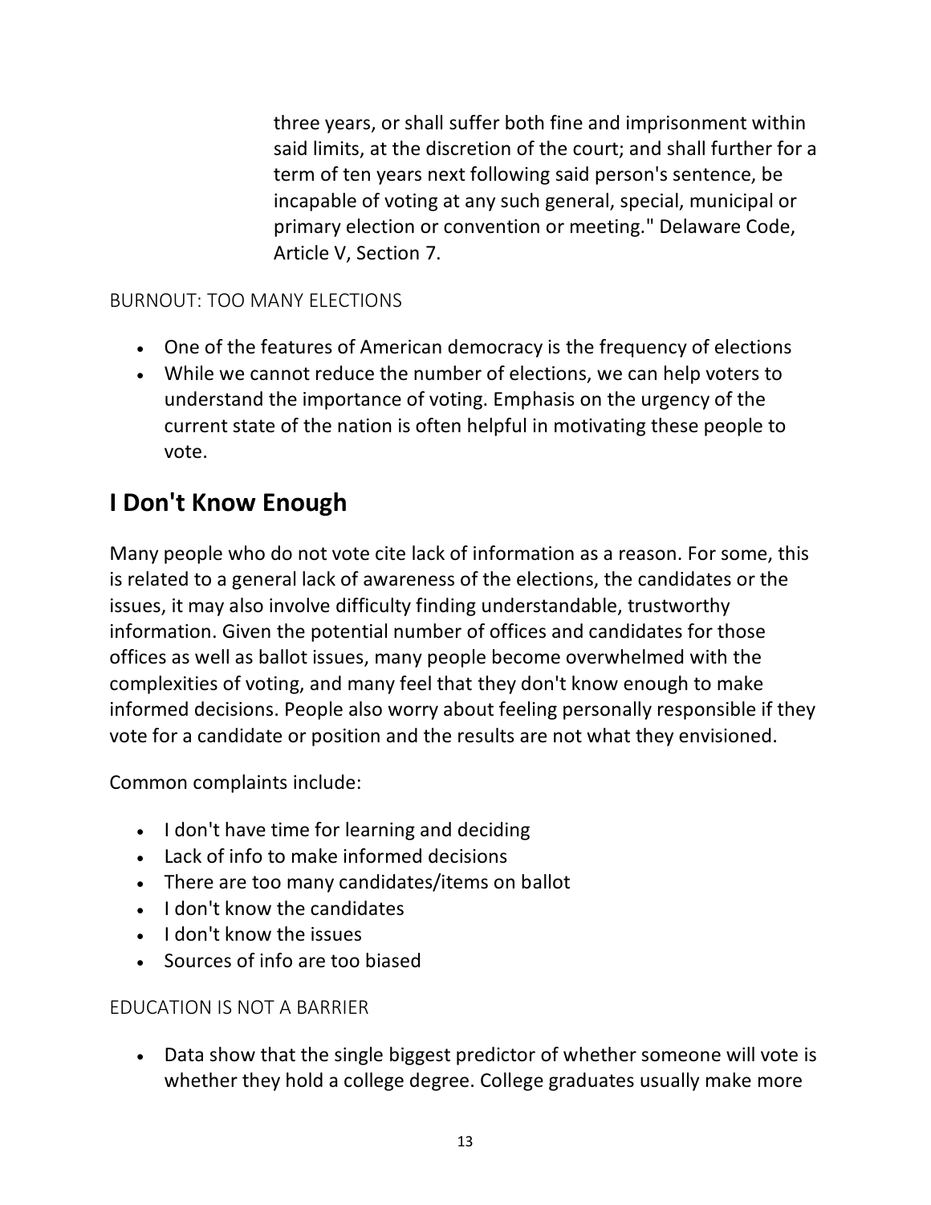> three years, or shall suffer both fine and imprisonment within said limits, at the discretion of the court; and shall further for a term of ten years next following said person's sentence, be incapable of voting at any such general, special, municipal or primary election or convention or meeting." Delaware Code, Article V, Section 7.

### BURNOUT: TOO MANY ELECTIONS

- One of the features of American democracy is the frequency of elections
- While we cannot reduce the number of elections, we can help voters to understand the importance of voting. Emphasis on the urgency of the current state of the nation is often helpful in motivating these people to vote.

## I Don't Know Enough

Many people who do not vote cite lack of information as a reason. For some, this is related to a general lack of awareness of the elections, the candidates or the issues, it may also involve difficulty finding understandable, trustworthy information. Given the potential number of offices and candidates for those offices as well as ballot issues, many people become overwhelmed with the complexities of voting, and many feel that they don't know enough to make informed decisions. People also worry about feeling personally responsible if they vote for a candidate or position and the results are not what they envisioned.

Common complaints include:

- I don't have time for learning and deciding
- Lack of info to make informed decisions
- There are too many candidates/items on ballot
- I don't know the candidates
- I don't know the issues
- Sources of info are too biased

### EDUCATION IS NOT A BARRIER

- Data show that the single biggest predictor of whether someone will vote is whether they hold a college degree. College graduates usually make more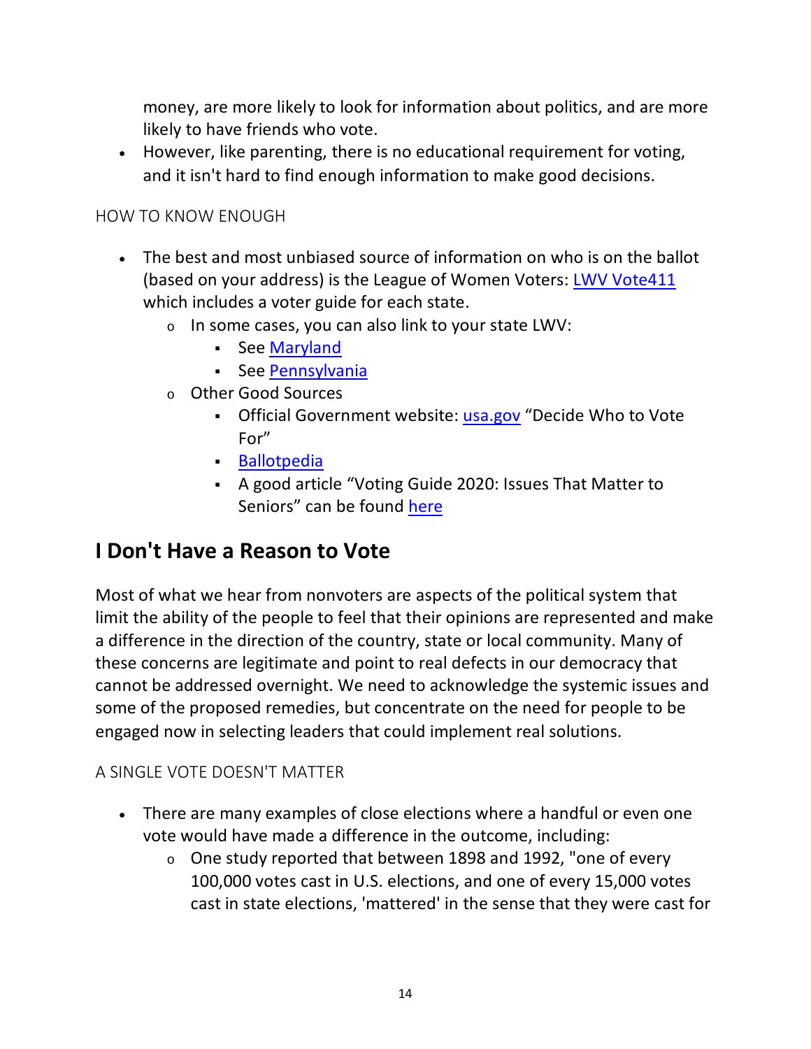money, are more likely to look for information about politics, and are more likely to have friends who vote.

- However, like parenting, there is no educational requirement for voting, and it isn't hard to find enough information to make good decisions.

HOW TO KNOW ENOUGH

- The best and most unbiased source of information on who is on the ballot (based on your address) is the League of Women Voters: LWV Vote411 which includes a voter guide for each state.
  - In some cases, you can also link to your state LWV:
    - See Maryland
    - See Pennsylvania
  - Other Good Sources
    - Official Government website: usa.gov "Decide Who to Vote For"
    - Ballotpedia
    - A good article "Voting Guide 2020: Issues That Matter to Seniors" can be found here

## I Don't Have a Reason to Vote

Most of what we hear from nonvoters are aspects of the political system that limit the ability of the people to feel that their opinions are represented and make a difference in the direction of the country, state or local community. Many of these concerns are legitimate and point to real defects in our democracy that cannot be addressed overnight. We need to acknowledge the systemic issues and some of the proposed remedies, but concentrate on the need for people to be engaged now in selecting leaders that could implement real solutions.

A SINGLE VOTE DOESN'T MATTER

- There are many examples of close elections where a handful or even one vote would have made a difference in the outcome, including:
  - One study reported that between 1898 and 1992, "one of every 100,000 votes cast in U.S. elections, and one of every 15,000 votes cast in state elections, 'mattered' in the sense that they were cast for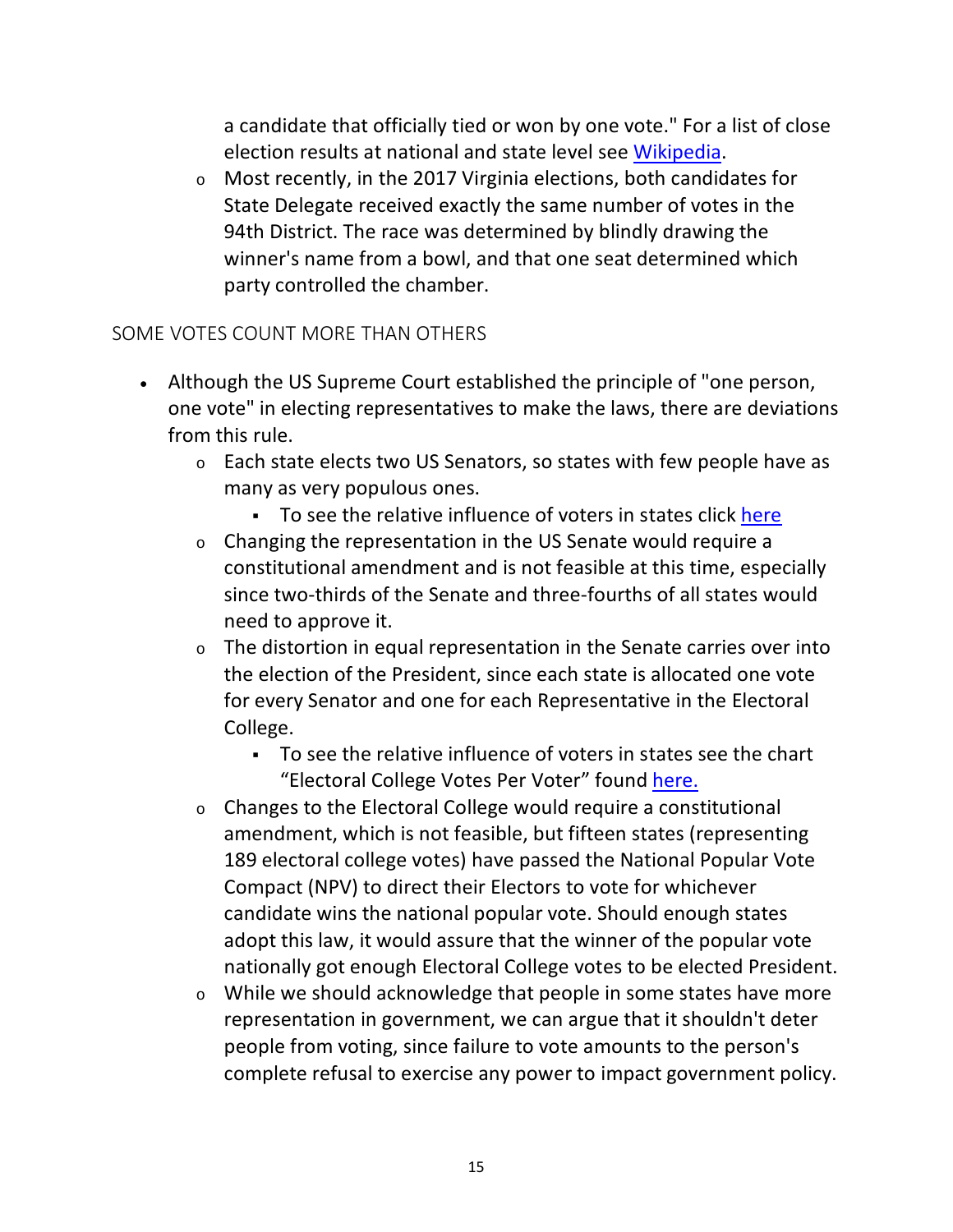- a candidate that officially tied or won by one vote." For a list of close election results at national and state level see [Wikipedia](Wikipedia).
  - Most recently, in the 2017 Virginia elections, both candidates for State Delegate received exactly the same number of votes in the 94th District. The race was determined by blindly drawing the winner's name from a bowl, and that one seat determined which party controlled the chamber.

## SOME VOTES COUNT MORE THAN OTHERS

- Although the US Supreme Court established the principle of "one person, one vote" in electing representatives to make the laws, there are deviations from this rule.
  - Each state elects two US Senators, so states with few people have as many as very populous ones.
    - To see the relative influence of voters in states click here
  - Changing the representation in the US Senate would require a constitutional amendment and is not feasible at this time, especially since two-thirds of the Senate and three-fourths of all states would need to approve it.
  - The distortion in equal representation in the Senate carries over into the election of the President, since each state is allocated one vote for every Senator and one for each Representative in the Electoral College.
    - To see the relative influence of voters in states see the chart "Electoral College Votes Per Voter" found here.
  - Changes to the Electoral College would require a constitutional amendment, which is not feasible, but fifteen states (representing 189 electoral college votes) have passed the National Popular Vote Compact (NPV) to direct their Electors to vote for whichever candidate wins the national popular vote. Should enough states adopt this law, it would assure that the winner of the popular vote nationally got enough Electoral College votes to be elected President.
  - While we should acknowledge that people in some states have more representation in government, we can argue that it shouldn't deter people from voting, since failure to vote amounts to the person's complete refusal to exercise any power to impact government policy.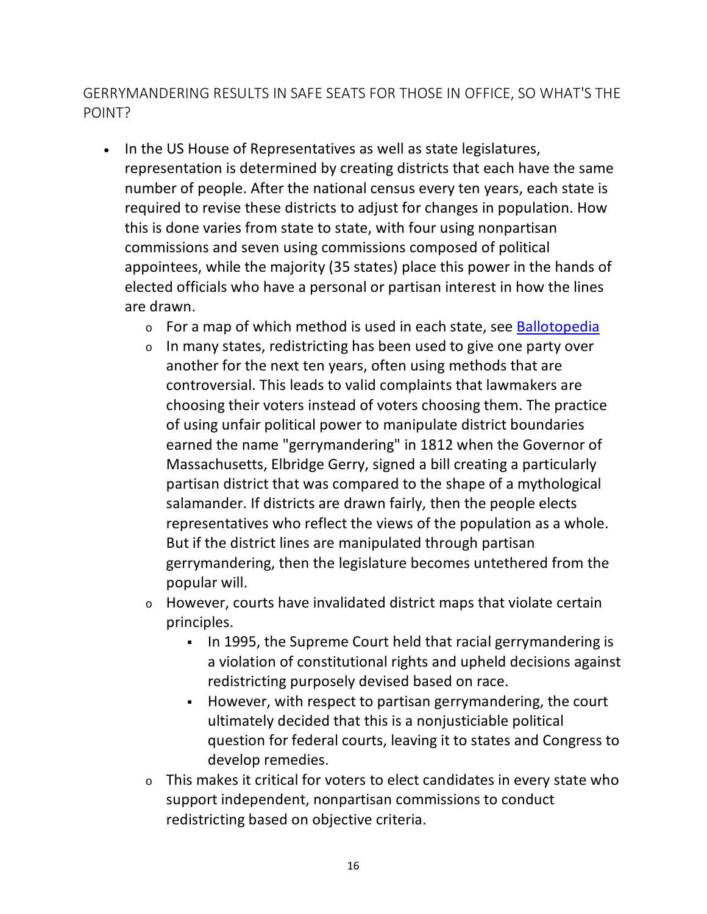## GERRYMANDERING RESULTS IN SAFE SEATS FOR THOSE IN OFFICE, SO WHAT'S THE POINT?

- In the US House of Representatives as well as state legislatures, representation is determined by creating districts that each have the same number of people. After the national census every ten years, each state is required to revise these districts to adjust for changes in population. How this is done varies from state to state, with four using nonpartisan commissions and seven using commissions composed of political appointees, while the majority (35 states) place this power in the hands of elected officials who have a personal or partisan interest in how the lines are drawn.
  - For a map of which method is used in each state, see [Ballotopedia]()
  - In many states, redistricting has been used to give one party over another for the next ten years, often using methods that are controversial. This leads to valid complaints that lawmakers are choosing their voters instead of voters choosing them. The practice of using unfair political power to manipulate district boundaries earned the name "gerrymandering" in 1812 when the Governor of Massachusetts, Elbridge Gerry, signed a bill creating a particularly partisan district that was compared to the shape of a mythological salamander. If districts are drawn fairly, then the people elects representatives who reflect the views of the population as a whole. But if the district lines are manipulated through partisan gerrymandering, then the legislature becomes untethered from the popular will.
  - However, courts have invalidated district maps that violate certain principles.
    - In 1995, the Supreme Court held that racial gerrymandering is a violation of constitutional rights and upheld decisions against redistricting purposely devised based on race.
    - However, with respect to partisan gerrymandering, the court ultimately decided that this is a nonjusticiable political question for federal courts, leaving it to states and Congress to develop remedies.
  - This makes it critical for voters to elect candidates in every state who support independent, nonpartisan commissions to conduct redistricting based on objective criteria.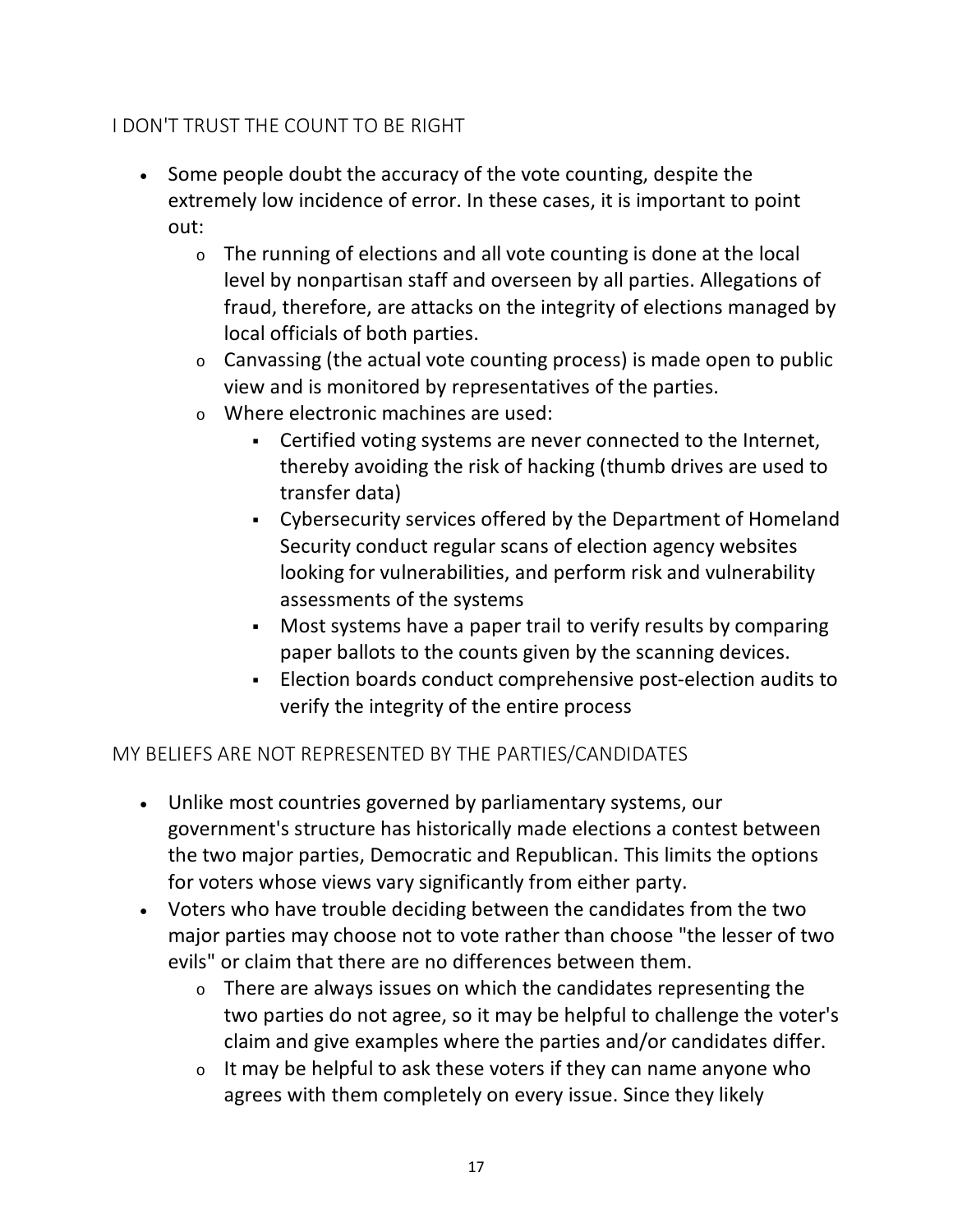## I DON'T TRUST THE COUNT TO BE RIGHT

- Some people doubt the accuracy of the vote counting, despite the extremely low incidence of error. In these cases, it is important to point out:
    - The running of elections and all vote counting is done at the local level by nonpartisan staff and overseen by all parties. Allegations of fraud, therefore, are attacks on the integrity of elections managed by local officials of both parties.
    - Canvassing (the actual vote counting process) is made open to public view and is monitored by representatives of the parties.
    - Where electronic machines are used:
        - Certified voting systems are never connected to the Internet, thereby avoiding the risk of hacking (thumb drives are used to transfer data)
        - Cybersecurity services offered by the Department of Homeland Security conduct regular scans of election agency websites looking for vulnerabilities, and perform risk and vulnerability assessments of the systems
        - Most systems have a paper trail to verify results by comparing paper ballots to the counts given by the scanning devices.
        - Election boards conduct comprehensive post-election audits to verify the integrity of the entire process

## MY BELIEFS ARE NOT REPRESENTED BY THE PARTIES/CANDIDATES

- Unlike most countries governed by parliamentary systems, our government's structure has historically made elections a contest between the two major parties, Democratic and Republican. This limits the options for voters whose views vary significantly from either party.
- Voters who have trouble deciding between the candidates from the two major parties may choose not to vote rather than choose "the lesser of two evils" or claim that there are no differences between them.
    - There are always issues on which the candidates representing the two parties do not agree, so it may be helpful to challenge the voter's claim and give examples where the parties and/or candidates differ.
    - It may be helpful to ask these voters if they can name anyone who agrees with them completely on every issue. Since they likely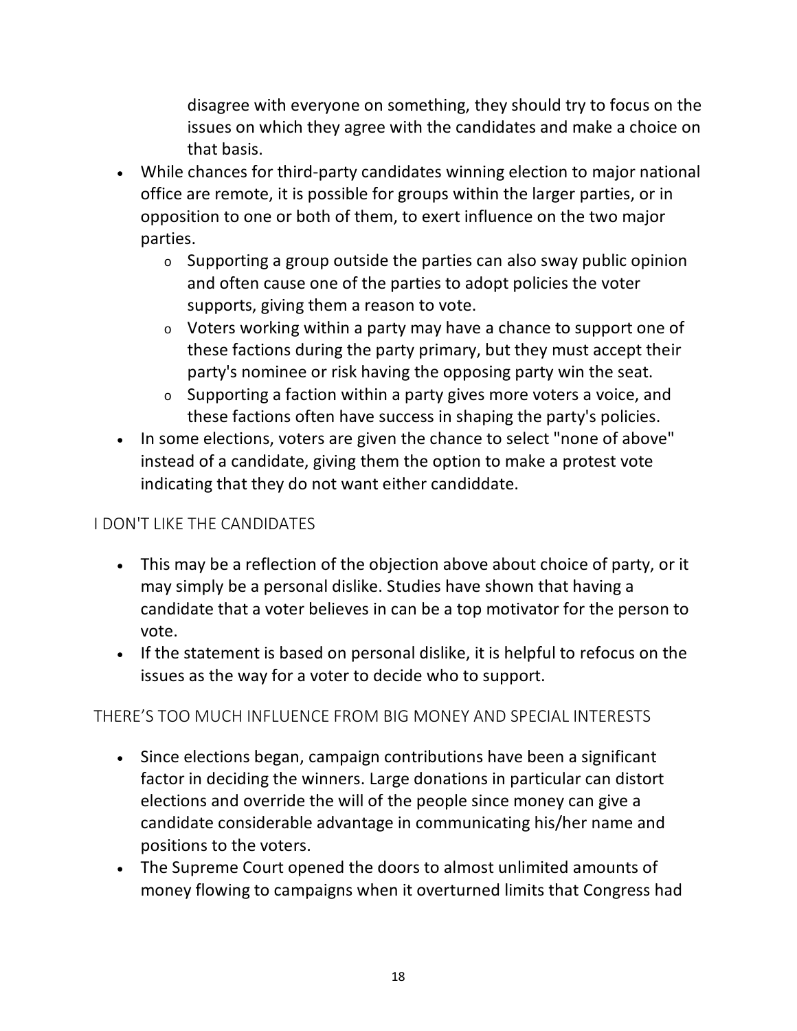disagree with everyone on something, they should try to focus on the issues on which they agree with the candidates and make a choice on that basis.

- While chances for third-party candidates winning election to major national office are remote, it is possible for groups within the larger parties, or in opposition to one or both of them, to exert influence on the two major parties.
  - Supporting a group outside the parties can also sway public opinion and often cause one of the parties to adopt policies the voter supports, giving them a reason to vote.
  - Voters working within a party may have a chance to support one of these factions during the party primary, but they must accept their party's nominee or risk having the opposing party win the seat.
  - Supporting a faction within a party gives more voters a voice, and these factions often have success in shaping the party's policies.
- In some elections, voters are given the chance to select "none of above" instead of a candidate, giving them the option to make a protest vote indicating that they do not want either candiddate.

## I DON'T LIKE THE CANDIDATES

- This may be a reflection of the objection above about choice of party, or it may simply be a personal dislike. Studies have shown that having a candidate that a voter believes in can be a top motivator for the person to vote.
- If the statement is based on personal dislike, it is helpful to refocus on the issues as the way for a voter to decide who to support.

## THERE'S TOO MUCH INFLUENCE FROM BIG MONEY AND SPECIAL INTERESTS

- Since elections began, campaign contributions have been a significant factor in deciding the winners. Large donations in particular can distort elections and override the will of the people since money can give a candidate considerable advantage in communicating his/her name and positions to the voters.
- The Supreme Court opened the doors to almost unlimited amounts of money flowing to campaigns when it overturned limits that Congress had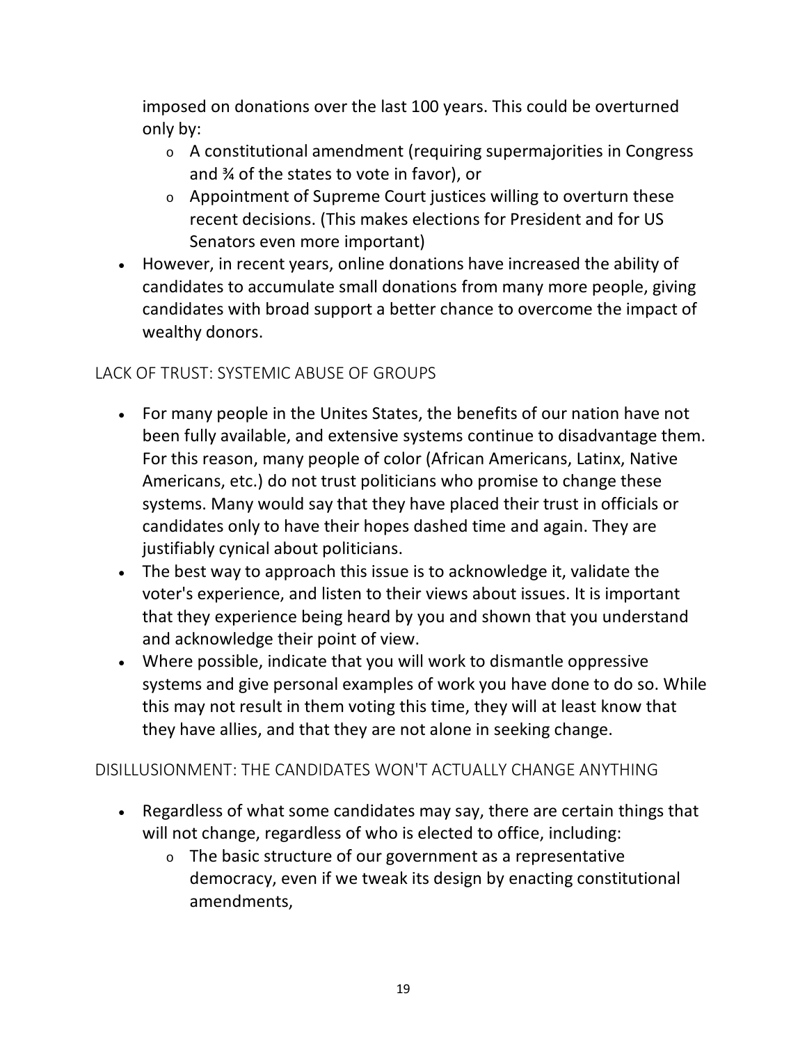imposed on donations over the last 100 years. This could be overturned only by:
  - A constitutional amendment (requiring supermajorities in Congress and ¾ of the states to vote in favor), or
  - Appointment of Supreme Court justices willing to overturn these recent decisions. (This makes elections for President and for US Senators even more important)
- However, in recent years, online donations have increased the ability of candidates to accumulate small donations from many more people, giving candidates with broad support a better chance to overcome the impact of wealthy donors.

## LACK OF TRUST: SYSTEMIC ABUSE OF GROUPS

- For many people in the Unites States, the benefits of our nation have not been fully available, and extensive systems continue to disadvantage them. For this reason, many people of color (African Americans, Latinx, Native Americans, etc.) do not trust politicians who promise to change these systems. Many would say that they have placed their trust in officials or candidates only to have their hopes dashed time and again. They are justifiably cynical about politicians.
- The best way to approach this issue is to acknowledge it, validate the voter's experience, and listen to their views about issues. It is important that they experience being heard by you and shown that you understand and acknowledge their point of view.
- Where possible, indicate that you will work to dismantle oppressive systems and give personal examples of work you have done to do so. While this may not result in them voting this time, they will at least know that they have allies, and that they are not alone in seeking change.

## DISILLUSIONMENT: THE CANDIDATES WON'T ACTUALLY CHANGE ANYTHING

- Regardless of what some candidates may say, there are certain things that will not change, regardless of who is elected to office, including:
  - The basic structure of our government as a representative democracy, even if we tweak its design by enacting constitutional amendments,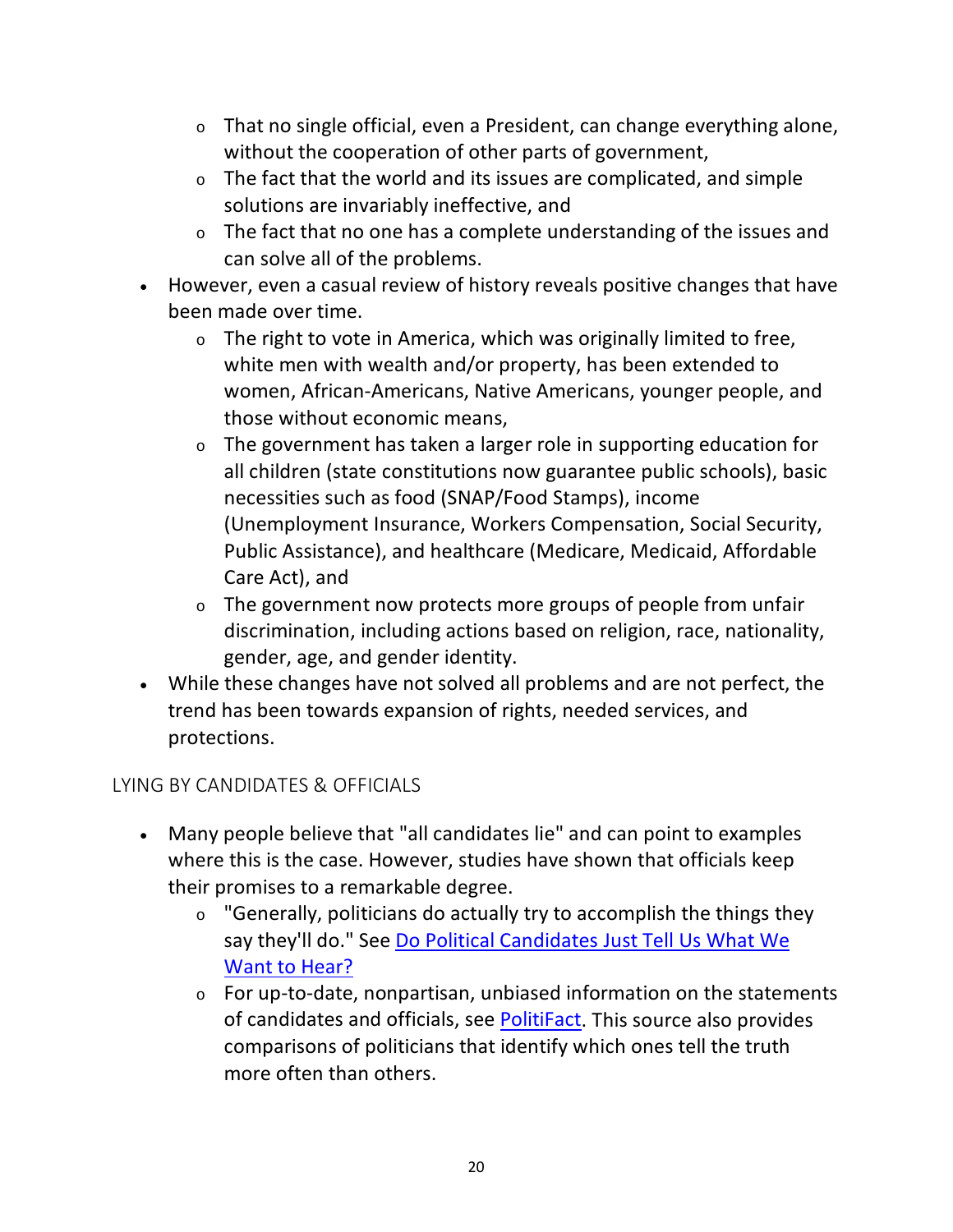- That no single official, even a President, can change everything alone, without the cooperation of other parts of government,
    - The fact that the world and its issues are complicated, and simple solutions are invariably ineffective, and
    - The fact that no one has a complete understanding of the issues and can solve all of the problems.
- However, even a casual review of history reveals positive changes that have been made over time.
    - The right to vote in America, which was originally limited to free, white men with wealth and/or property, has been extended to women, African-Americans, Native Americans, younger people, and those without economic means,
    - The government has taken a larger role in supporting education for all children (state constitutions now guarantee public schools), basic necessities such as food (SNAP/Food Stamps), income (Unemployment Insurance, Workers Compensation, Social Security, Public Assistance), and healthcare (Medicare, Medicaid, Affordable Care Act), and
    - The government now protects more groups of people from unfair discrimination, including actions based on religion, race, nationality, gender, age, and gender identity.
- While these changes have not solved all problems and are not perfect, the trend has been towards expansion of rights, needed services, and protections.

## LYING BY CANDIDATES & OFFICIALS

- Many people believe that "all candidates lie" and can point to examples where this is the case. However, studies have shown that officials keep their promises to a remarkable degree.
    - "Generally, politicians do actually try to accomplish the things they say they'll do." See [Do Political Candidates Just Tell Us What We Want to Hear?]()
    - For up-to-date, nonpartisan, unbiased information on the statements of candidates and officials, see [PolitiFact](). This source also provides comparisons of politicians that identify which ones tell the truth more often than others.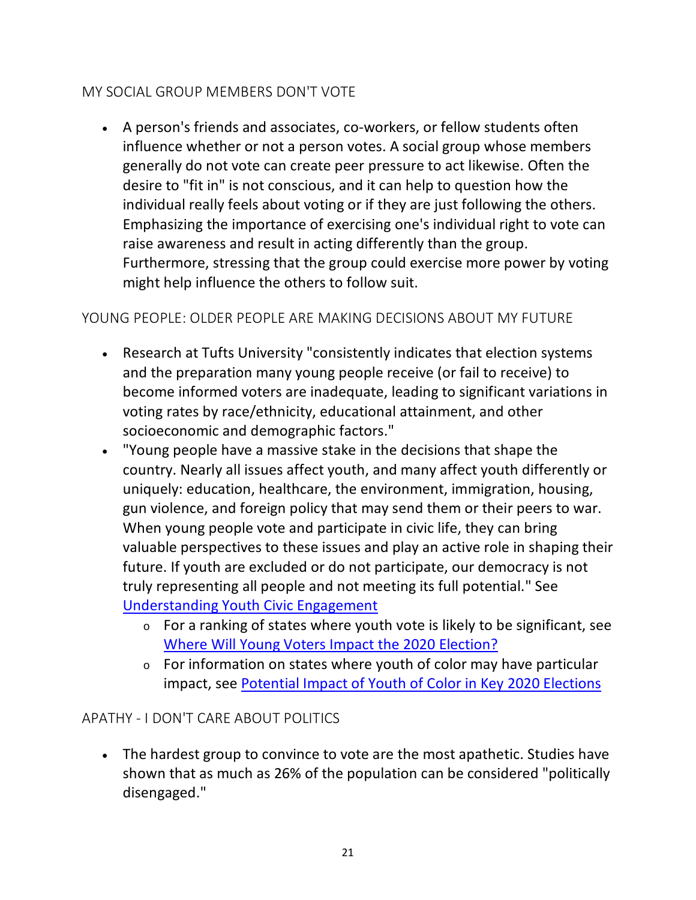## MY SOCIAL GROUP MEMBERS DON'T VOTE

- A person's friends and associates, co-workers, or fellow students often influence whether or not a person votes. A social group whose members generally do not vote can create peer pressure to act likewise. Often the desire to "fit in" is not conscious, and it can help to question how the individual really feels about voting or if they are just following the others. Emphasizing the importance of exercising one's individual right to vote can raise awareness and result in acting differently than the group. Furthermore, stressing that the group could exercise more power by voting might help influence the others to follow suit.

## YOUNG PEOPLE: OLDER PEOPLE ARE MAKING DECISIONS ABOUT MY FUTURE

- Research at Tufts University "consistently indicates that election systems and the preparation many young people receive (or fail to receive) to become informed voters are inadequate, leading to significant variations in voting rates by race/ethnicity, educational attainment, and other socioeconomic and demographic factors."
- "Young people have a massive stake in the decisions that shape the country. Nearly all issues affect youth, and many affect youth differently or uniquely: education, healthcare, the environment, immigration, housing, gun violence, and foreign policy that may send them or their peers to war. When young people vote and participate in civic life, they can bring valuable perspectives to these issues and play an active role in shaping their future. If youth are excluded or do not participate, our democracy is not truly representing all people and not meeting its full potential." See Understanding Youth Civic Engagement
  - For a ranking of states where youth vote is likely to be significant, see Where Will Young Voters Impact the 2020 Election?
  - For information on states where youth of color may have particular impact, see Potential Impact of Youth of Color in Key 2020 Elections

## APATHY - I DON'T CARE ABOUT POLITICS

- The hardest group to convince to vote are the most apathetic. Studies have shown that as much as 26% of the population can be considered "politically disengaged."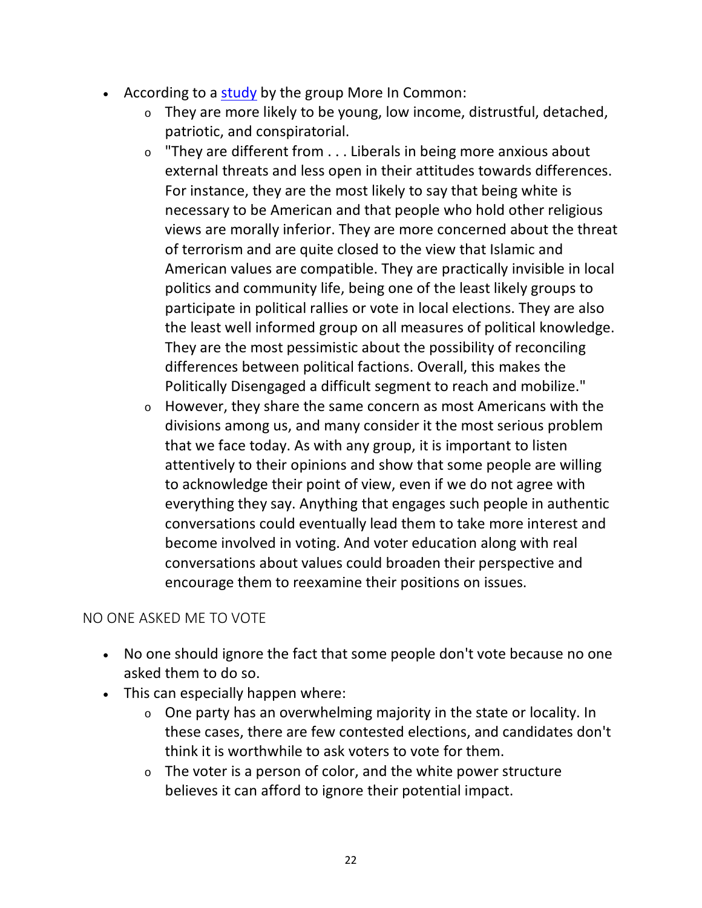- According to a study by the group More In Common:
  - They are more likely to be young, low income, distrustful, detached, patriotic, and conspiratorial.
  - "They are different from . . . Liberals in being more anxious about external threats and less open in their attitudes towards differences. For instance, they are the most likely to say that being white is necessary to be American and that people who hold other religious views are morally inferior. They are more concerned about the threat of terrorism and are quite closed to the view that Islamic and American values are compatible. They are practically invisible in local politics and community life, being one of the least likely groups to participate in political rallies or vote in local elections. They are also the least well informed group on all measures of political knowledge. They are the most pessimistic about the possibility of reconciling differences between political factions. Overall, this makes the Politically Disengaged a difficult segment to reach and mobilize."
  - However, they share the same concern as most Americans with the divisions among us, and many consider it the most serious problem that we face today. As with any group, it is important to listen attentively to their opinions and show that some people are willing to acknowledge their point of view, even if we do not agree with everything they say. Anything that engages such people in authentic conversations could eventually lead them to take more interest and become involved in voting. And voter education along with real conversations about values could broaden their perspective and encourage them to reexamine their positions on issues.

## NO ONE ASKED ME TO VOTE

- No one should ignore the fact that some people don't vote because no one asked them to do so.
- This can especially happen where:
  - One party has an overwhelming majority in the state or locality. In these cases, there are few contested elections, and candidates don't think it is worthwhile to ask voters to vote for them.
  - The voter is a person of color, and the white power structure believes it can afford to ignore their potential impact.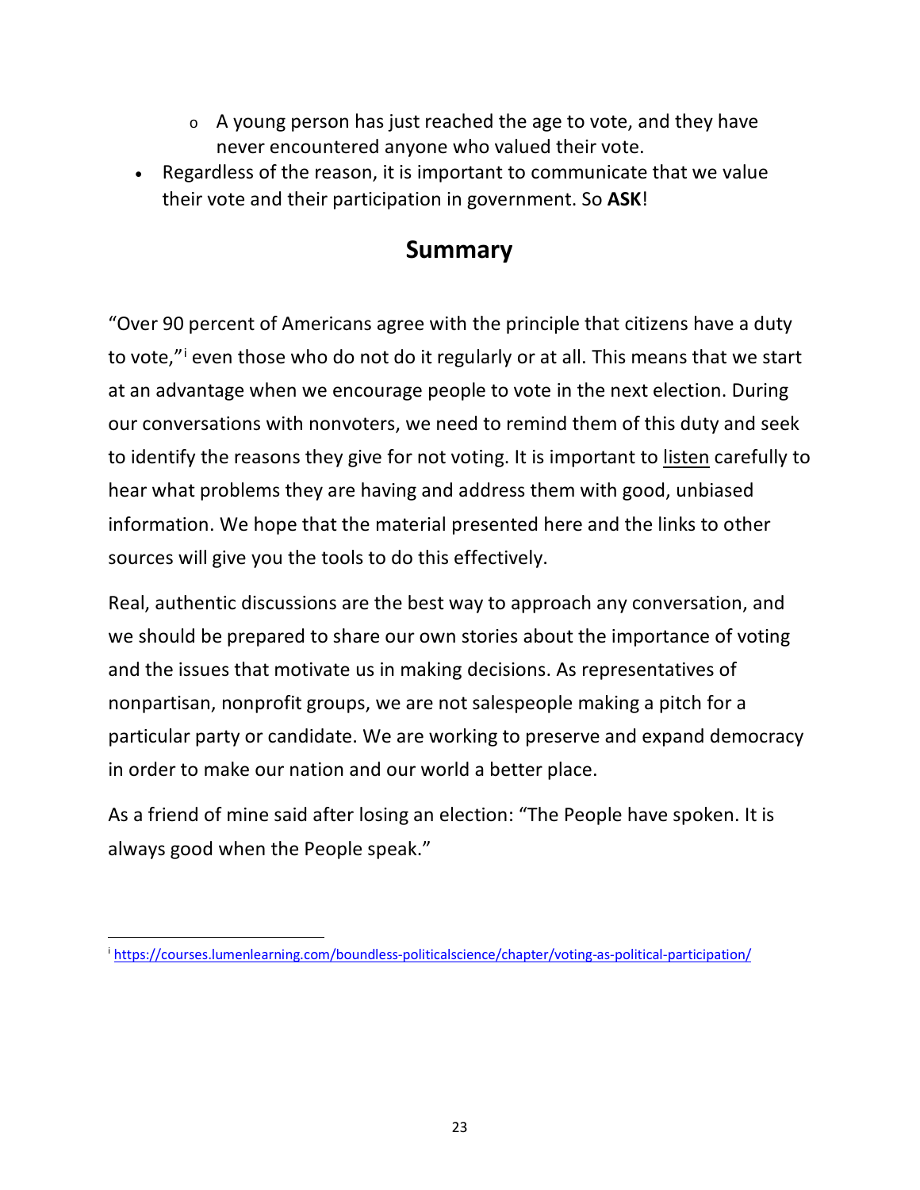- A young person has just reached the age to vote, and they have never encountered anyone who valued their vote.
- Regardless of the reason, it is important to communicate that we value their vote and their participation in government. So **ASK**!

## Summary

"Over 90 percent of Americans agree with the principle that citizens have a duty to vote,"[i] even those who do not do it regularly or at all. This means that we start at an advantage when we encourage people to vote in the next election. During our conversations with nonvoters, we need to remind them of this duty and seek to identify the reasons they give for not voting. It is important to listen carefully to hear what problems they are having and address them with good, unbiased information. We hope that the material presented here and the links to other sources will give you the tools to do this effectively.

Real, authentic discussions are the best way to approach any conversation, and we should be prepared to share our own stories about the importance of voting and the issues that motivate us in making decisions. As representatives of nonpartisan, nonprofit groups, we are not salespeople making a pitch for a particular party or candidate. We are working to preserve and expand democracy in order to make our nation and our world a better place.

As a friend of mine said after losing an election: "The People have spoken. It is always good when the People speak."

---

[i] https://courses.lumenlearning.com/boundless-politicalscience/chapter/voting-as-political-participation/